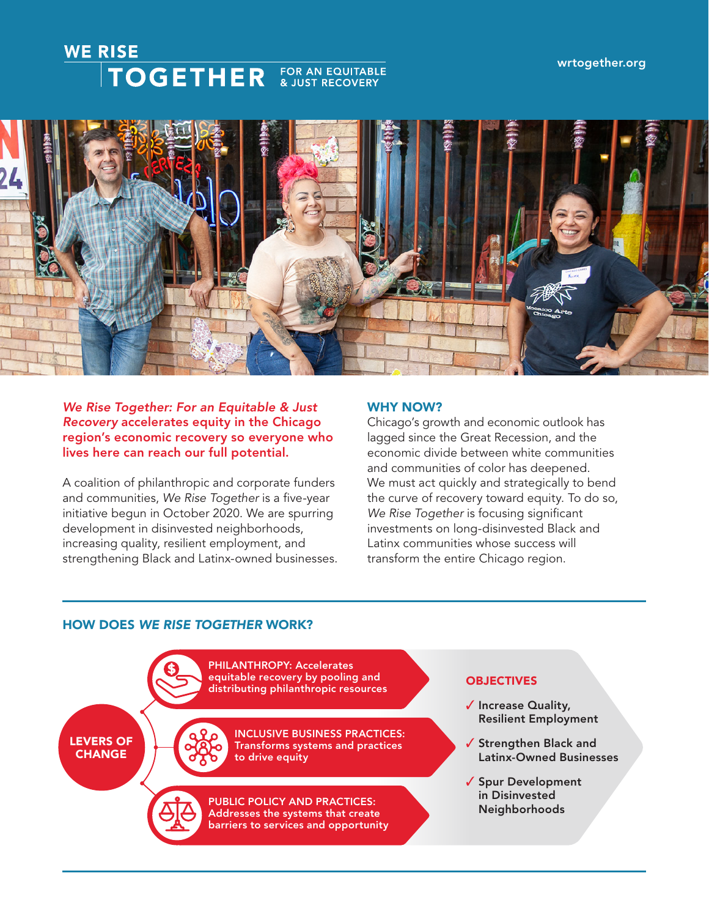# WE RISE TOGETHER

FOR AN EQUITABLE & JUST RECOVERY

wrtogether.org

***We Rise Together: For an Equitable & Just Recovery* accelerates equity in the Chicago region's economic recovery so everyone who lives here can reach our full potential.**

A coalition of philanthropic and corporate funders and communities, *We Rise Together* is a five-year initiative begun in October 2020. We are spurring development in disinvested neighborhoods, increasing quality, resilient employment, and strengthening Black and Latinx-owned businesses.

## WHY NOW?

Chicago's growth and economic outlook has lagged since the Great Recession, and the economic divide between white communities and communities of color has deepened. We must act quickly and strategically to bend the curve of recovery toward equity. To do so, *We Rise Together* is focusing significant investments on long-disinvested Black and Latinx communities whose success will transform the entire Chicago region.

## HOW DOES *WE RISE TOGETHER* WORK?

**LEVERS OF CHANGE**

- **PHILANTHROPY:** Accelerates equitable recovery by pooling and distributing philanthropic resources
- **INCLUSIVE BUSINESS PRACTICES:** Transforms systems and practices to drive equity
- **PUBLIC POLICY AND PRACTICES:** Addresses the systems that create barriers to services and opportunity

**OBJECTIVES**

- ✓ Increase Quality, Resilient Employment
- ✓ Strengthen Black and Latinx-Owned Businesses
- ✓ Spur Development in Disinvested Neighborhoods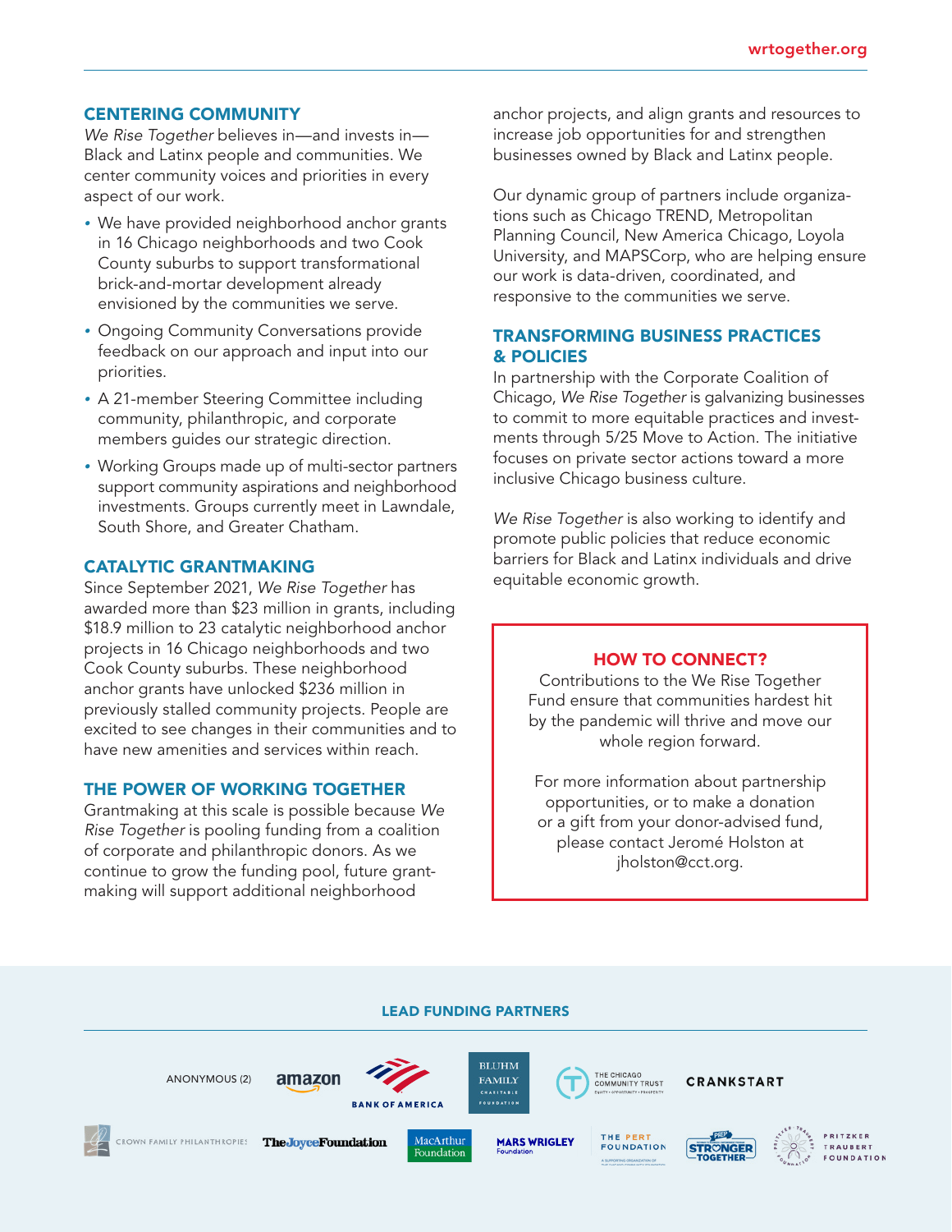## CENTERING COMMUNITY

*We Rise Together* believes in—and invests in—Black and Latinx people and communities. We center community voices and priorities in every aspect of our work.

- We have provided neighborhood anchor grants in 16 Chicago neighborhoods and two Cook County suburbs to support transformational brick-and-mortar development already envisioned by the communities we serve.
- Ongoing Community Conversations provide feedback on our approach and input into our priorities.
- A 21-member Steering Committee including community, philanthropic, and corporate members guides our strategic direction.
- Working Groups made up of multi-sector partners support community aspirations and neighborhood investments. Groups currently meet in Lawndale, South Shore, and Greater Chatham.

## CATALYTIC GRANTMAKING

Since September 2021, *We Rise Together* has awarded more than $23 million in grants, including $18.9 million to 23 catalytic neighborhood anchor projects in 16 Chicago neighborhoods and two Cook County suburbs. These neighborhood anchor grants have unlocked $236 million in previously stalled community projects. People are excited to see changes in their communities and to have new amenities and services within reach.

## THE POWER OF WORKING TOGETHER

Grantmaking at this scale is possible because *We Rise Together* is pooling funding from a coalition of corporate and philanthropic donors. As we continue to grow the funding pool, future grant-making will support additional neighborhood anchor projects, and align grants and resources to increase job opportunities for and strengthen businesses owned by Black and Latinx people.

Our dynamic group of partners include organizations such as Chicago TREND, Metropolitan Planning Council, New America Chicago, Loyola University, and MAPSCorp, who are helping ensure our work is data-driven, coordinated, and responsive to the communities we serve.

## TRANSFORMING BUSINESS PRACTICES & POLICIES

In partnership with the Corporate Coalition of Chicago, *We Rise Together* is galvanizing businesses to commit to more equitable practices and investments through 5/25 Move to Action. The initiative focuses on private sector actions toward a more inclusive Chicago business culture.

*We Rise Together* is also working to identify and promote public policies that reduce economic barriers for Black and Latinx individuals and drive equitable economic growth.

## HOW TO CONNECT?

Contributions to the We Rise Together Fund ensure that communities hardest hit by the pandemic will thrive and move our whole region forward.

For more information about partnership opportunities, or to make a donation or a gift from your donor-advised fund, please contact Jeromé Holston at jholston@cct.org.

## LEAD FUNDING PARTNERS

ANONYMOUS (2) · amazon · BANK OF AMERICA · BLUHM FAMILY CHARITABLE FOUNDATION · THE CHICAGO COMMUNITY TRUST · CRANKSTART · CROWN FAMILY PHILANTHROPIES · The Joyce Foundation · MacArthur Foundation · MARS WRIGLEY Foundation · THE PERT FOUNDATION · PREP STRONGER TOGETHER · PRITZKER TRAUBERT FOUNDATION